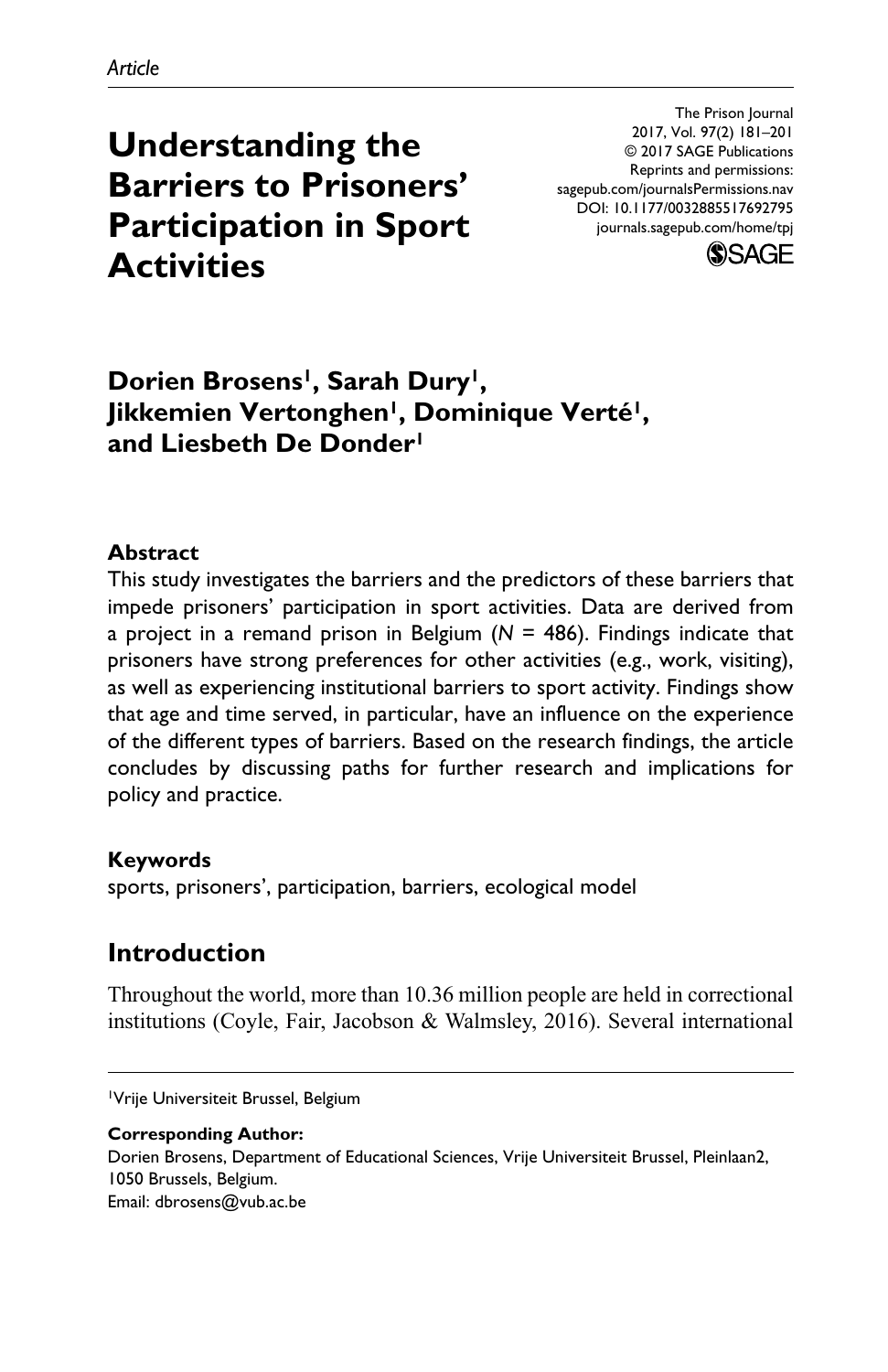*Article*

# Understanding the Barriers to Prisoners' Participation in Sport Activities

The Prison Journal
2017, Vol. 97(2) 181–201
© 2017 SAGE Publications
Reprints and permissions:
sagepub.com/journalsPermissions.nav
DOI: 10.1177/0032885517692795
journals.sagepub.com/home/tpj

**Dorien Brosens[1], Sarah Dury[1], Jikkemien Vertonghen[1], Dominique Verté[1], and Liesbeth De Donder[1]**

### Abstract

This study investigates the barriers and the predictors of these barriers that impede prisoners' participation in sport activities. Data are derived from a project in a remand prison in Belgium ($N$ = 486). Findings indicate that prisoners have strong preferences for other activities (e.g., work, visiting), as well as experiencing institutional barriers to sport activity. Findings show that age and time served, in particular, have an influence on the experience of the different types of barriers. Based on the research findings, the article concludes by discussing paths for further research and implications for policy and practice.

### Keywords

sports, prisoners', participation, barriers, ecological model

## Introduction

Throughout the world, more than 10.36 million people are held in correctional institutions (Coyle, Fair, Jacobson & Walmsley, 2016). Several international

[1]Vrije Universiteit Brussel, Belgium

**Corresponding Author:**
Dorien Brosens, Department of Educational Sciences, Vrije Universiteit Brussel, Pleinlaan2, 1050 Brussels, Belgium.
Email: dbrosens@vub.ac.be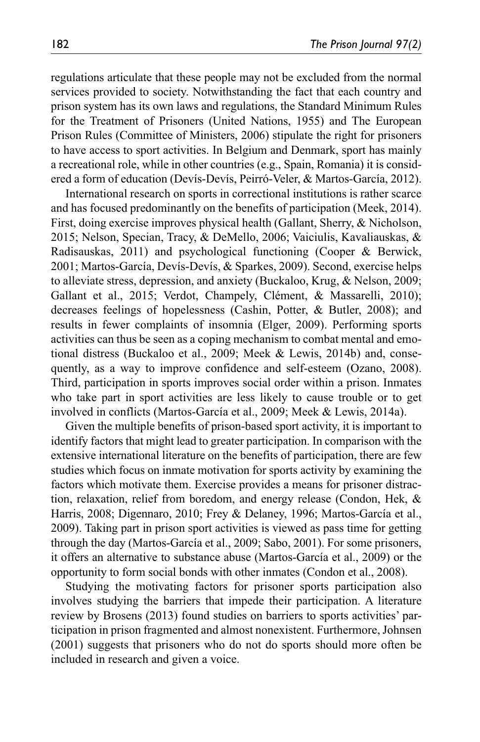regulations articulate that these people may not be excluded from the normal services provided to society. Notwithstanding the fact that each country and prison system has its own laws and regulations, the Standard Minimum Rules for the Treatment of Prisoners (United Nations, 1955) and The European Prison Rules (Committee of Ministers, 2006) stipulate the right for prisoners to have access to sport activities. In Belgium and Denmark, sport has mainly a recreational role, while in other countries (e.g., Spain, Romania) it is considered a form of education (Devís-Devís, Peirró-Veler, & Martos-García, 2012).

International research on sports in correctional institutions is rather scarce and has focused predominantly on the benefits of participation (Meek, 2014). First, doing exercise improves physical health (Gallant, Sherry, & Nicholson, 2015; Nelson, Specian, Tracy, & DeMello, 2006; Vaiciulis, Kavaliauskas, & Radisauskas, 2011) and psychological functioning (Cooper & Berwick, 2001; Martos-García, Devís-Devís, & Sparkes, 2009). Second, exercise helps to alleviate stress, depression, and anxiety (Buckaloo, Krug, & Nelson, 2009; Gallant et al., 2015; Verdot, Champely, Clément, & Massarelli, 2010); decreases feelings of hopelessness (Cashin, Potter, & Butler, 2008); and results in fewer complaints of insomnia (Elger, 2009). Performing sports activities can thus be seen as a coping mechanism to combat mental and emotional distress (Buckaloo et al., 2009; Meek & Lewis, 2014b) and, consequently, as a way to improve confidence and self-esteem (Ozano, 2008). Third, participation in sports improves social order within a prison. Inmates who take part in sport activities are less likely to cause trouble or to get involved in conflicts (Martos-García et al., 2009; Meek & Lewis, 2014a).

Given the multiple benefits of prison-based sport activity, it is important to identify factors that might lead to greater participation. In comparison with the extensive international literature on the benefits of participation, there are few studies which focus on inmate motivation for sports activity by examining the factors which motivate them. Exercise provides a means for prisoner distraction, relaxation, relief from boredom, and energy release (Condon, Hek, & Harris, 2008; Digennaro, 2010; Frey & Delaney, 1996; Martos-García et al., 2009). Taking part in prison sport activities is viewed as pass time for getting through the day (Martos-García et al., 2009; Sabo, 2001). For some prisoners, it offers an alternative to substance abuse (Martos-García et al., 2009) or the opportunity to form social bonds with other inmates (Condon et al., 2008).

Studying the motivating factors for prisoner sports participation also involves studying the barriers that impede their participation. A literature review by Brosens (2013) found studies on barriers to sports activities' participation in prison fragmented and almost nonexistent. Furthermore, Johnsen (2001) suggests that prisoners who do not do sports should more often be included in research and given a voice.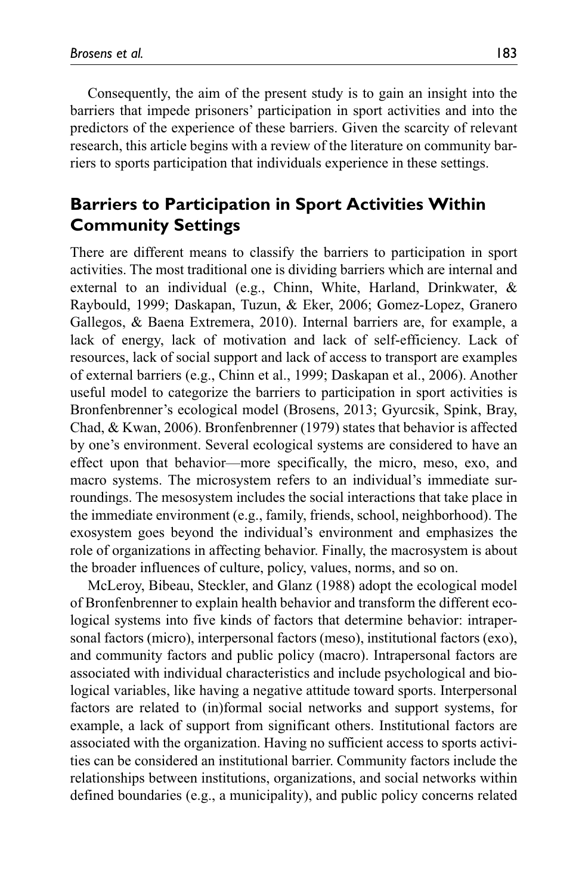Consequently, the aim of the present study is to gain an insight into the barriers that impede prisoners' participation in sport activities and into the predictors of the experience of these barriers. Given the scarcity of relevant research, this article begins with a review of the literature on community barriers to sports participation that individuals experience in these settings.

## Barriers to Participation in Sport Activities Within Community Settings

There are different means to classify the barriers to participation in sport activities. The most traditional one is dividing barriers which are internal and external to an individual (e.g., Chinn, White, Harland, Drinkwater, & Raybould, 1999; Daskapan, Tuzun, & Eker, 2006; Gomez-Lopez, Granero Gallegos, & Baena Extremera, 2010). Internal barriers are, for example, a lack of energy, lack of motivation and lack of self-efficiency. Lack of resources, lack of social support and lack of access to transport are examples of external barriers (e.g., Chinn et al., 1999; Daskapan et al., 2006). Another useful model to categorize the barriers to participation in sport activities is Bronfenbrenner's ecological model (Brosens, 2013; Gyurcsik, Spink, Bray, Chad, & Kwan, 2006). Bronfenbrenner (1979) states that behavior is affected by one's environment. Several ecological systems are considered to have an effect upon that behavior—more specifically, the micro, meso, exo, and macro systems. The microsystem refers to an individual's immediate surroundings. The mesosystem includes the social interactions that take place in the immediate environment (e.g., family, friends, school, neighborhood). The exosystem goes beyond the individual's environment and emphasizes the role of organizations in affecting behavior. Finally, the macrosystem is about the broader influences of culture, policy, values, norms, and so on.

McLeroy, Bibeau, Steckler, and Glanz (1988) adopt the ecological model of Bronfenbrenner to explain health behavior and transform the different ecological systems into five kinds of factors that determine behavior: intrapersonal factors (micro), interpersonal factors (meso), institutional factors (exo), and community factors and public policy (macro). Intrapersonal factors are associated with individual characteristics and include psychological and biological variables, like having a negative attitude toward sports. Interpersonal factors are related to (in)formal social networks and support systems, for example, a lack of support from significant others. Institutional factors are associated with the organization. Having no sufficient access to sports activities can be considered an institutional barrier. Community factors include the relationships between institutions, organizations, and social networks within defined boundaries (e.g., a municipality), and public policy concerns related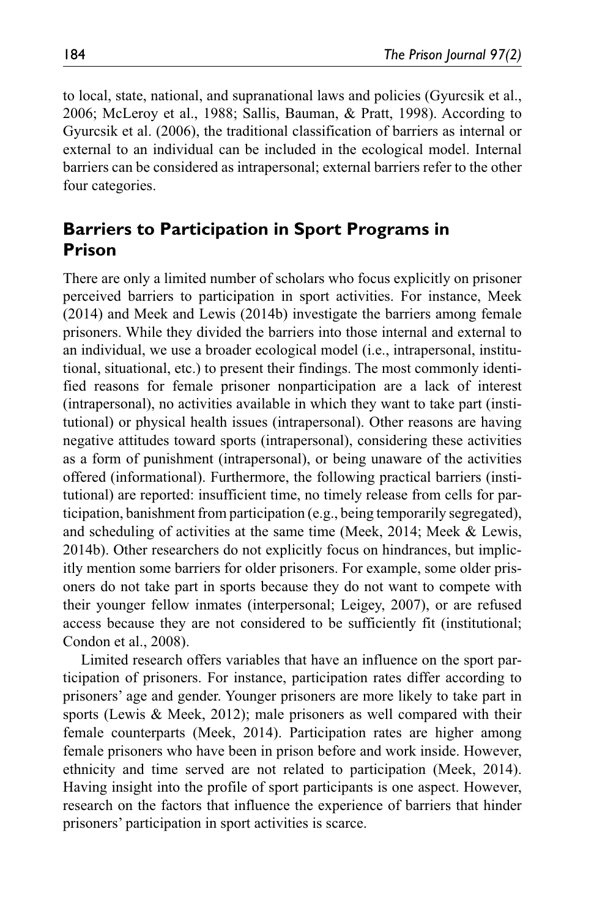to local, state, national, and supranational laws and policies (Gyurcsik et al., 2006; McLeroy et al., 1988; Sallis, Bauman, & Pratt, 1998). According to Gyurcsik et al. (2006), the traditional classification of barriers as internal or external to an individual can be included in the ecological model. Internal barriers can be considered as intrapersonal; external barriers refer to the other four categories.

## Barriers to Participation in Sport Programs in Prison

There are only a limited number of scholars who focus explicitly on prisoner perceived barriers to participation in sport activities. For instance, Meek (2014) and Meek and Lewis (2014b) investigate the barriers among female prisoners. While they divided the barriers into those internal and external to an individual, we use a broader ecological model (i.e., intrapersonal, institutional, situational, etc.) to present their findings. The most commonly identified reasons for female prisoner nonparticipation are a lack of interest (intrapersonal), no activities available in which they want to take part (institutional) or physical health issues (intrapersonal). Other reasons are having negative attitudes toward sports (intrapersonal), considering these activities as a form of punishment (intrapersonal), or being unaware of the activities offered (informational). Furthermore, the following practical barriers (institutional) are reported: insufficient time, no timely release from cells for participation, banishment from participation (e.g., being temporarily segregated), and scheduling of activities at the same time (Meek, 2014; Meek & Lewis, 2014b). Other researchers do not explicitly focus on hindrances, but implicitly mention some barriers for older prisoners. For example, some older prisoners do not take part in sports because they do not want to compete with their younger fellow inmates (interpersonal; Leigey, 2007), or are refused access because they are not considered to be sufficiently fit (institutional; Condon et al., 2008).

Limited research offers variables that have an influence on the sport participation of prisoners. For instance, participation rates differ according to prisoners' age and gender. Younger prisoners are more likely to take part in sports (Lewis & Meek, 2012); male prisoners as well compared with their female counterparts (Meek, 2014). Participation rates are higher among female prisoners who have been in prison before and work inside. However, ethnicity and time served are not related to participation (Meek, 2014). Having insight into the profile of sport participants is one aspect. However, research on the factors that influence the experience of barriers that hinder prisoners' participation in sport activities is scarce.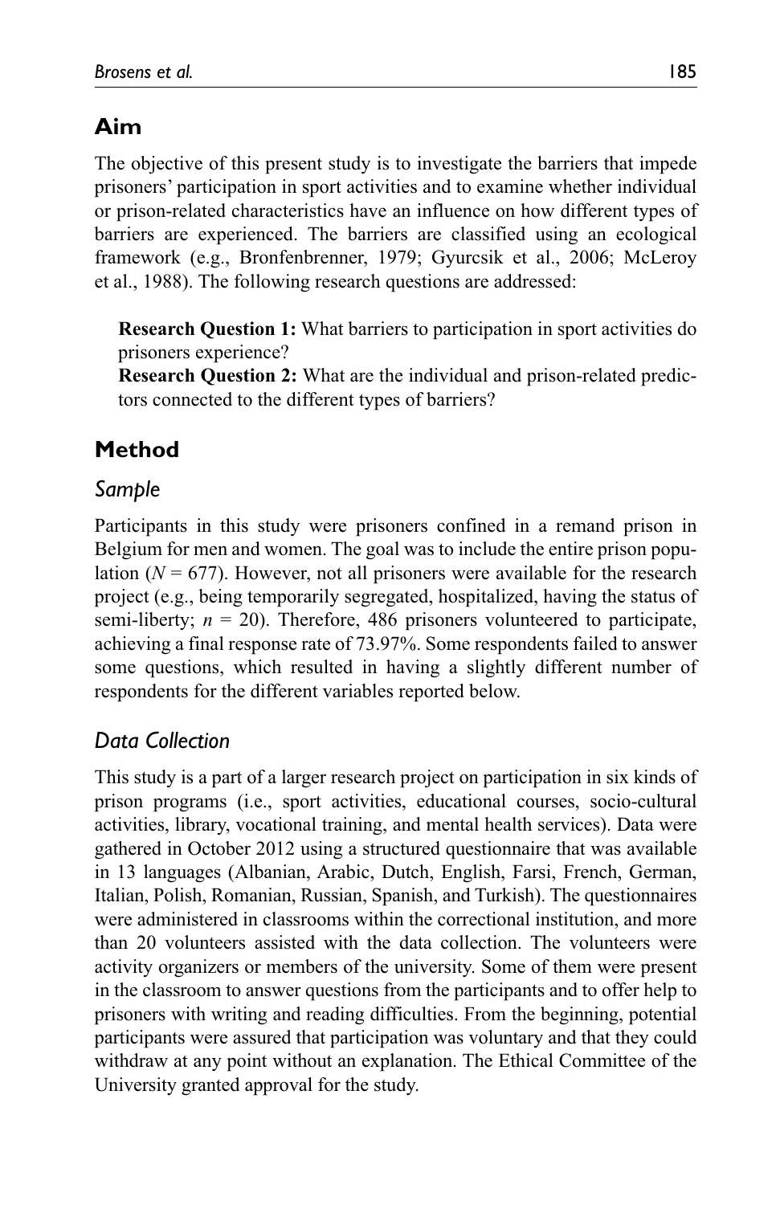## Aim

The objective of this present study is to investigate the barriers that impede prisoners' participation in sport activities and to examine whether individual or prison-related characteristics have an influence on how different types of barriers are experienced. The barriers are classified using an ecological framework (e.g., Bronfenbrenner, 1979; Gyurcsik et al., 2006; McLeroy et al., 1988). The following research questions are addressed:

> **Research Question 1:** What barriers to participation in sport activities do prisoners experience?
>
> **Research Question 2:** What are the individual and prison-related predictors connected to the different types of barriers?

## Method

### *Sample*

Participants in this study were prisoners confined in a remand prison in Belgium for men and women. The goal was to include the entire prison population ($N = 677$). However, not all prisoners were available for the research project (e.g., being temporarily segregated, hospitalized, having the status of semi-liberty; $n = 20$). Therefore, 486 prisoners volunteered to participate, achieving a final response rate of 73.97%. Some respondents failed to answer some questions, which resulted in having a slightly different number of respondents for the different variables reported below.

### *Data Collection*

This study is a part of a larger research project on participation in six kinds of prison programs (i.e., sport activities, educational courses, socio-cultural activities, library, vocational training, and mental health services). Data were gathered in October 2012 using a structured questionnaire that was available in 13 languages (Albanian, Arabic, Dutch, English, Farsi, French, German, Italian, Polish, Romanian, Russian, Spanish, and Turkish). The questionnaires were administered in classrooms within the correctional institution, and more than 20 volunteers assisted with the data collection. The volunteers were activity organizers or members of the university. Some of them were present in the classroom to answer questions from the participants and to offer help to prisoners with writing and reading difficulties. From the beginning, potential participants were assured that participation was voluntary and that they could withdraw at any point without an explanation. The Ethical Committee of the University granted approval for the study.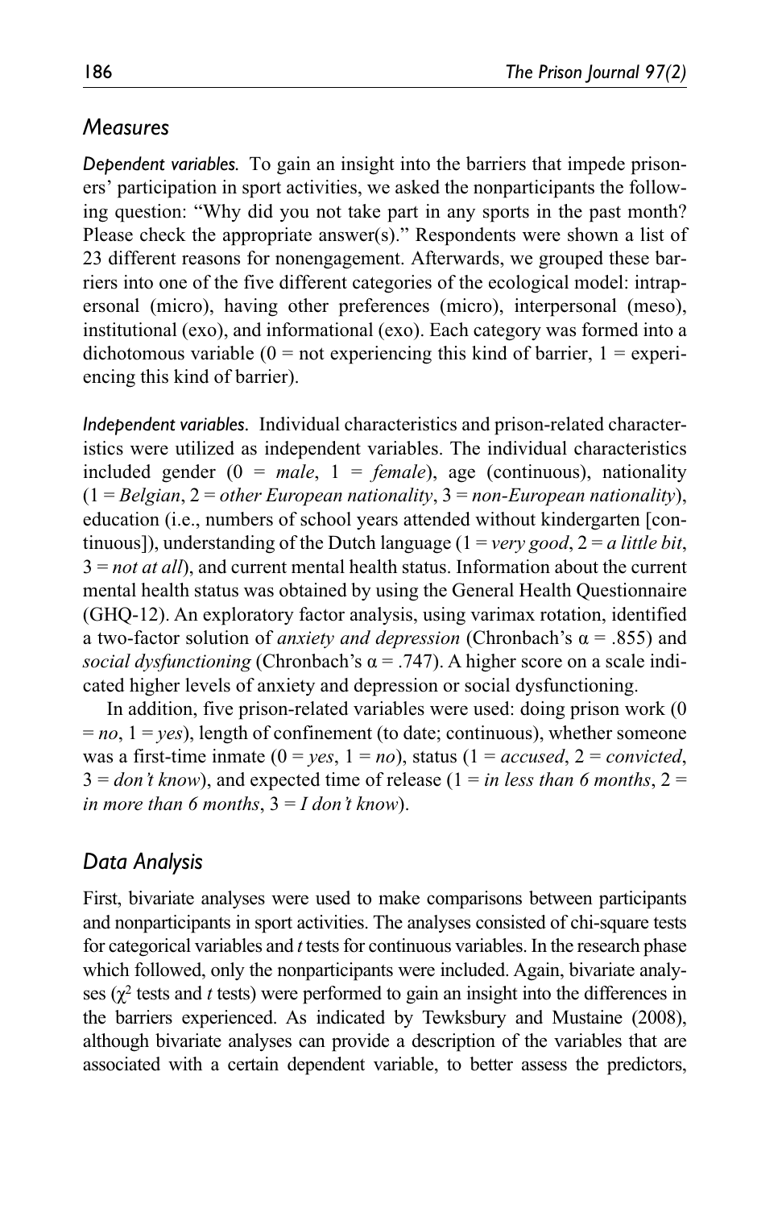## Measures

*Dependent variables.* To gain an insight into the barriers that impede prisoners' participation in sport activities, we asked the nonparticipants the following question: "Why did you not take part in any sports in the past month? Please check the appropriate answer(s)." Respondents were shown a list of 23 different reasons for nonengagement. Afterwards, we grouped these barriers into one of the five different categories of the ecological model: intrapersonal (micro), having other preferences (micro), interpersonal (meso), institutional (exo), and informational (exo). Each category was formed into a dichotomous variable (0 = not experiencing this kind of barrier, 1 = experiencing this kind of barrier).

*Independent variables.* Individual characteristics and prison-related characteristics were utilized as independent variables. The individual characteristics included gender (0 = *male*, 1 = *female*), age (continuous), nationality (1 = *Belgian*, 2 = *other European nationality*, 3 = *non-European nationality*), education (i.e., numbers of school years attended without kindergarten [continuous]), understanding of the Dutch language (1 = *very good*, 2 = *a little bit*, 3 = *not at all*), and current mental health status. Information about the current mental health status was obtained by using the General Health Questionnaire (GHQ-12). An exploratory factor analysis, using varimax rotation, identified a two-factor solution of *anxiety and depression* (Chronbach's $\alpha = .855$) and *social dysfunctioning* (Chronbach's $\alpha = .747$). A higher score on a scale indicated higher levels of anxiety and depression or social dysfunctioning.

In addition, five prison-related variables were used: doing prison work (0 = *no*, 1 = *yes*), length of confinement (to date; continuous), whether someone was a first-time inmate (0 = *yes*, 1 = *no*), status (1 = *accused*, 2 = *convicted*, 3 = *don't know*), and expected time of release (1 = *in less than 6 months*, 2 = *in more than 6 months*, 3 = *I don't know*).

## Data Analysis

First, bivariate analyses were used to make comparisons between participants and nonparticipants in sport activities. The analyses consisted of chi-square tests for categorical variables and *t* tests for continuous variables. In the research phase which followed, only the nonparticipants were included. Again, bivariate analyses ($\chi^2$ tests and *t* tests) were performed to gain an insight into the differences in the barriers experienced. As indicated by Tewksbury and Mustaine (2008), although bivariate analyses can provide a description of the variables that are associated with a certain dependent variable, to better assess the predictors,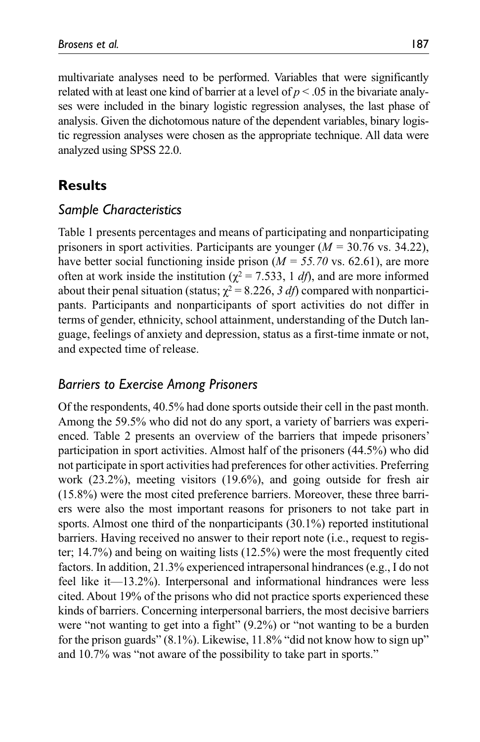multivariate analyses need to be performed. Variables that were significantly related with at least one kind of barrier at a level of $p < .05$ in the bivariate analyses were included in the binary logistic regression analyses, the last phase of analysis. Given the dichotomous nature of the dependent variables, binary logistic regression analyses were chosen as the appropriate technique. All data were analyzed using SPSS 22.0.

## Results

### Sample Characteristics

Table 1 presents percentages and means of participating and nonparticipating prisoners in sport activities. Participants are younger ($M = 30.76$ vs. 34.22), have better social functioning inside prison ($M = 55.70$ vs. 62.61), are more often at work inside the institution ($\chi^2 = 7.533$, 1 *df*), and are more informed about their penal situation (status; $\chi^2 = 8.226$, *3 df*) compared with nonparticipants. Participants and nonparticipants of sport activities do not differ in terms of gender, ethnicity, school attainment, understanding of the Dutch language, feelings of anxiety and depression, status as a first-time inmate or not, and expected time of release.

### Barriers to Exercise Among Prisoners

Of the respondents, 40.5% had done sports outside their cell in the past month. Among the 59.5% who did not do any sport, a variety of barriers was experienced. Table 2 presents an overview of the barriers that impede prisoners' participation in sport activities. Almost half of the prisoners (44.5%) who did not participate in sport activities had preferences for other activities. Preferring work (23.2%), meeting visitors (19.6%), and going outside for fresh air (15.8%) were the most cited preference barriers. Moreover, these three barriers were also the most important reasons for prisoners to not take part in sports. Almost one third of the nonparticipants (30.1%) reported institutional barriers. Having received no answer to their report note (i.e., request to register; 14.7%) and being on waiting lists (12.5%) were the most frequently cited factors. In addition, 21.3% experienced intrapersonal hindrances (e.g., I do not feel like it—13.2%). Interpersonal and informational hindrances were less cited. About 19% of the prisons who did not practice sports experienced these kinds of barriers. Concerning interpersonal barriers, the most decisive barriers were "not wanting to get into a fight" (9.2%) or "not wanting to be a burden for the prison guards" (8.1%). Likewise, 11.8% "did not know how to sign up" and 10.7% was "not aware of the possibility to take part in sports."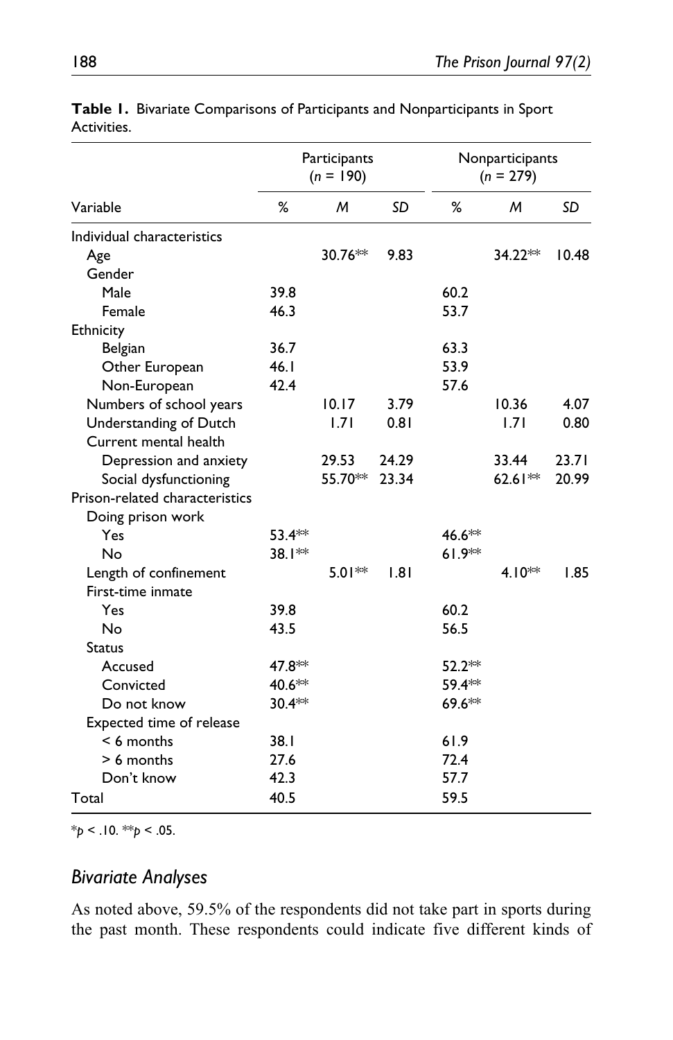**Table 1.** Bivariate Comparisons of Participants and Nonparticipants in Sport Activities.

| | Participants ($n$ = 190) | | | Nonparticipants ($n$ = 279) | | |
|---|---|---|---|---|---|---|
| Variable | % | *M* | *SD* | % | *M* | *SD* |
| Individual characteristics | | | | | | |
| Age | | 30.76** | 9.83 | | 34.22** | 10.48 |
| Gender | | | | | | |
| Male | 39.8 | | | 60.2 | | |
| Female | 46.3 | | | 53.7 | | |
| Ethnicity | | | | | | |
| Belgian | 36.7 | | | 63.3 | | |
| Other European | 46.1 | | | 53.9 | | |
| Non-European | 42.4 | | | 57.6 | | |
| Numbers of school years | | 10.17 | 3.79 | | 10.36 | 4.07 |
| Understanding of Dutch | | 1.71 | 0.81 | | 1.71 | 0.80 |
| Current mental health | | | | | | |
| Depression and anxiety | | 29.53 | 24.29 | | 33.44 | 23.71 |
| Social dysfunctioning | | 55.70** | 23.34 | | 62.61** | 20.99 |
| Prison-related characteristics | | | | | | |
| Doing prison work | | | | | | |
| Yes | 53.4** | | | 46.6** | | |
| No | 38.1** | | | 61.9** | | |
| Length of confinement | | 5.01** | 1.81 | | 4.10** | 1.85 |
| First-time inmate | | | | | | |
| Yes | 39.8 | | | 60.2 | | |
| No | 43.5 | | | 56.5 | | |
| Status | | | | | | |
| Accused | 47.8** | | | 52.2** | | |
| Convicted | 40.6** | | | 59.4** | | |
| Do not know | 30.4** | | | 69.6** | | |
| Expected time of release | | | | | | |
| < 6 months | 38.1 | | | 61.9 | | |
| > 6 months | 27.6 | | | 72.4 | | |
| Don't know | 42.3 | | | 57.7 | | |
| Total | 40.5 | | | 59.5 | | |

*$p < .10$. **$p < .05$.

## Bivariate Analyses

As noted above, 59.5% of the respondents did not take part in sports during the past month. These respondents could indicate five different kinds of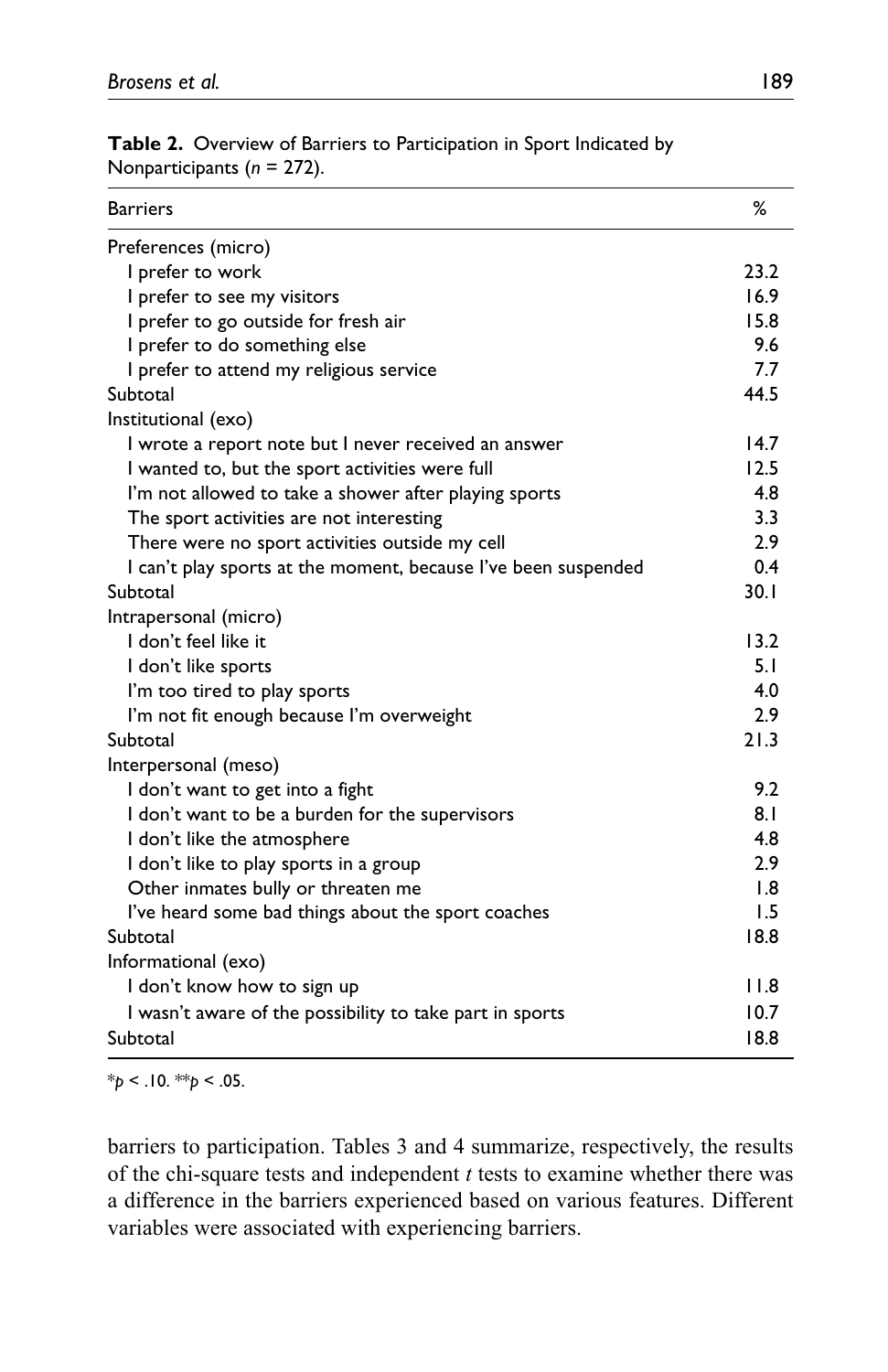**Table 2.** Overview of Barriers to Participation in Sport Indicated by Nonparticipants ($n$ = 272).

| Barriers | % |
|---|---|
| Preferences (micro) | |
| I prefer to work | 23.2 |
| I prefer to see my visitors | 16.9 |
| I prefer to go outside for fresh air | 15.8 |
| I prefer to do something else | 9.6 |
| I prefer to attend my religious service | 7.7 |
| Subtotal | 44.5 |
| Institutional (exo) | |
| I wrote a report note but I never received an answer | 14.7 |
| I wanted to, but the sport activities were full | 12.5 |
| I'm not allowed to take a shower after playing sports | 4.8 |
| The sport activities are not interesting | 3.3 |
| There were no sport activities outside my cell | 2.9 |
| I can't play sports at the moment, because I've been suspended | 0.4 |
| Subtotal | 30.1 |
| Intrapersonal (micro) | |
| I don't feel like it | 13.2 |
| I don't like sports | 5.1 |
| I'm too tired to play sports | 4.0 |
| I'm not fit enough because I'm overweight | 2.9 |
| Subtotal | 21.3 |
| Interpersonal (meso) | |
| I don't want to get into a fight | 9.2 |
| I don't want to be a burden for the supervisors | 8.1 |
| I don't like the atmosphere | 4.8 |
| I don't like to play sports in a group | 2.9 |
| Other inmates bully or threaten me | 1.8 |
| I've heard some bad things about the sport coaches | 1.5 |
| Subtotal | 18.8 |
| Informational (exo) | |
| I don't know how to sign up | 11.8 |
| I wasn't aware of the possibility to take part in sports | 10.7 |
| Subtotal | 18.8 |

*$p < .10$. **$p < .05$.

barriers to participation. Tables 3 and 4 summarize, respectively, the results of the chi-square tests and independent *t* tests to examine whether there was a difference in the barriers experienced based on various features. Different variables were associated with experiencing barriers.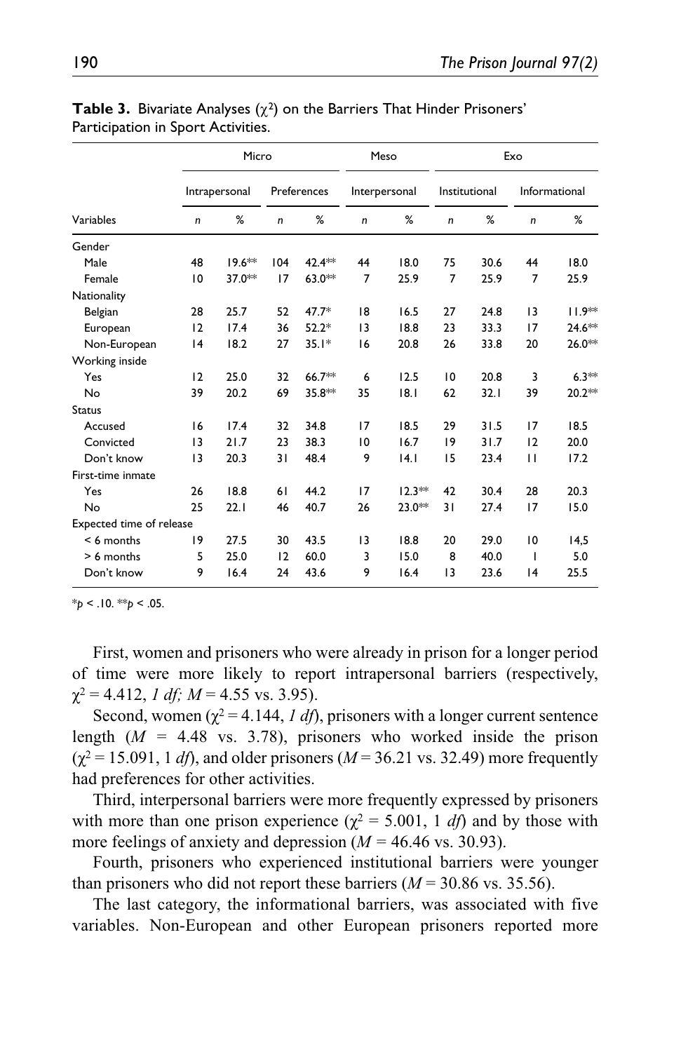**Table 3.** Bivariate Analyses ($\chi^2$) on the Barriers That Hinder Prisoners' Participation in Sport Activities.

| | Micro | | | | Meso | | Exo | | | |
|---|---|---|---|---|---|---|---|---|---|---|
| | Intrapersonal | | Preferences | | Interpersonal | | Institutional | | Informational | |
| Variables | *n* | % | *n* | % | *n* | % | *n* | % | *n* | % |
| Gender | | | | | | | | | | |
| Male | 48 | 19.6** | 104 | 42.4** | 44 | 18.0 | 75 | 30.6 | 44 | 18.0 |
| Female | 10 | 37.0** | 17 | 63.0** | 7 | 25.9 | 7 | 25.9 | 7 | 25.9 |
| Nationality | | | | | | | | | | |
| Belgian | 28 | 25.7 | 52 | 47.7* | 18 | 16.5 | 27 | 24.8 | 13 | 11.9** |
| European | 12 | 17.4 | 36 | 52.2* | 13 | 18.8 | 23 | 33.3 | 17 | 24.6** |
| Non-European | 14 | 18.2 | 27 | 35.1* | 16 | 20.8 | 26 | 33.8 | 20 | 26.0** |
| Working inside | | | | | | | | | | |
| Yes | 12 | 25.0 | 32 | 66.7** | 6 | 12.5 | 10 | 20.8 | 3 | 6.3** |
| No | 39 | 20.2 | 69 | 35.8** | 35 | 18.1 | 62 | 32.1 | 39 | 20.2** |
| Status | | | | | | | | | | |
| Accused | 16 | 17.4 | 32 | 34.8 | 17 | 18.5 | 29 | 31.5 | 17 | 18.5 |
| Convicted | 13 | 21.7 | 23 | 38.3 | 10 | 16.7 | 19 | 31.7 | 12 | 20.0 |
| Don't know | 13 | 20.3 | 31 | 48.4 | 9 | 14.1 | 15 | 23.4 | 11 | 17.2 |
| First-time inmate | | | | | | | | | | |
| Yes | 26 | 18.8 | 61 | 44.2 | 17 | 12.3** | 42 | 30.4 | 28 | 20.3 |
| No | 25 | 22.1 | 46 | 40.7 | 26 | 23.0** | 31 | 27.4 | 17 | 15.0 |
| Expected time of release | | | | | | | | | | |
| < 6 months | 19 | 27.5 | 30 | 43.5 | 13 | 18.8 | 20 | 29.0 | 10 | 14,5 |
| > 6 months | 5 | 25.0 | 12 | 60.0 | 3 | 15.0 | 8 | 40.0 | 1 | 5.0 |
| Don't know | 9 | 16.4 | 24 | 43.6 | 9 | 16.4 | 13 | 23.6 | 14 | 25.5 |

*$p < .10$. **$p < .05$.

First, women and prisoners who were already in prison for a longer period of time were more likely to report intrapersonal barriers (respectively, $\chi^2 = 4.412$, *1 df; M* = 4.55 vs. 3.95).

Second, women ($\chi^2 = 4.144$, *1 df*), prisoners with a longer current sentence length (*M* = 4.48 vs. 3.78), prisoners who worked inside the prison ($\chi^2 = 15.091$, 1 *df*), and older prisoners (*M* = 36.21 vs. 32.49) more frequently had preferences for other activities.

Third, interpersonal barriers were more frequently expressed by prisoners with more than one prison experience ($\chi^2 = 5.001$, 1 *df*) and by those with more feelings of anxiety and depression (*M* = 46.46 vs. 30.93).

Fourth, prisoners who experienced institutional barriers were younger than prisoners who did not report these barriers (*M* = 30.86 vs. 35.56).

The last category, the informational barriers, was associated with five variables. Non-European and other European prisoners reported more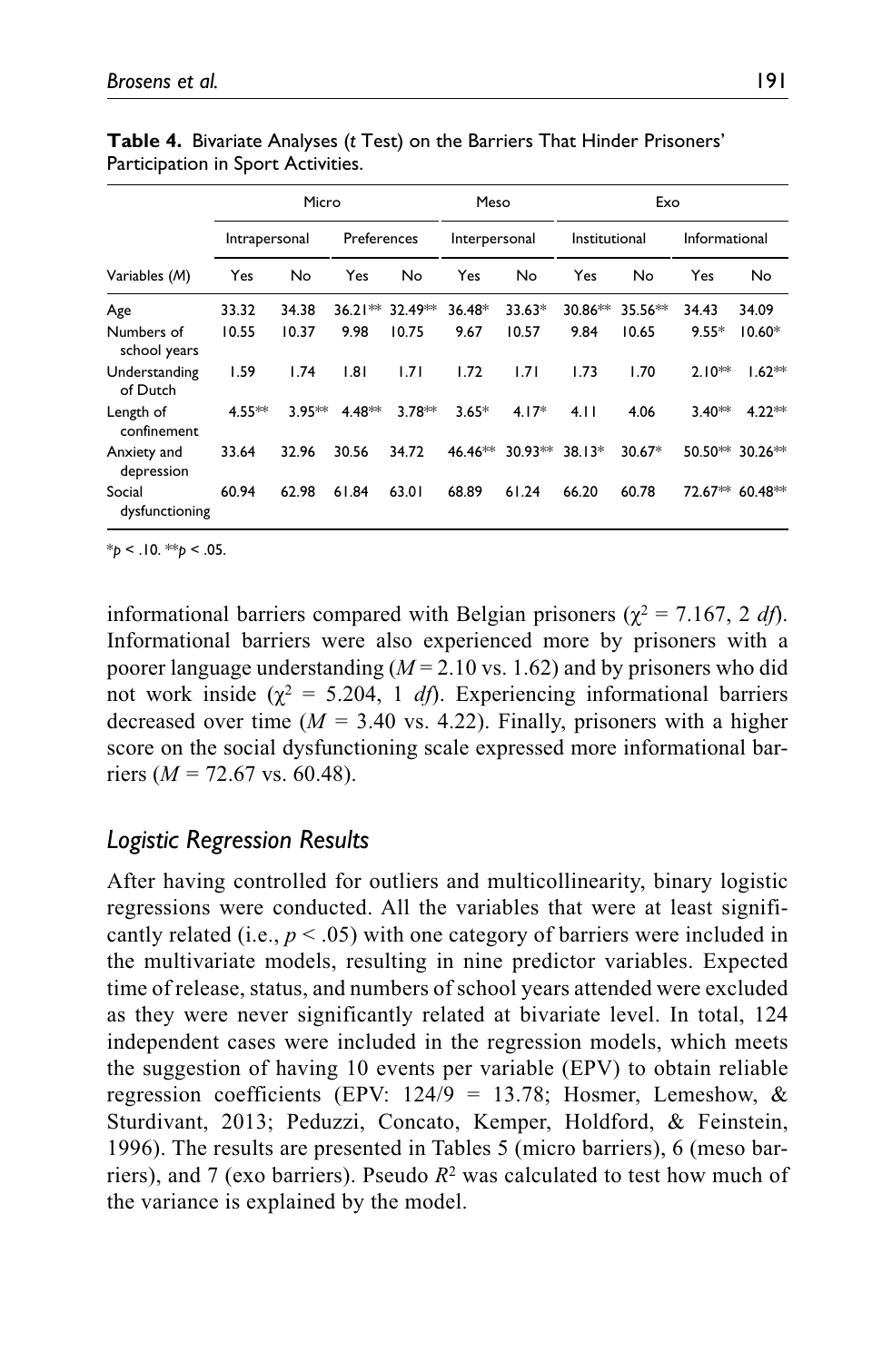**Table 4.** Bivariate Analyses (*t* Test) on the Barriers That Hinder Prisoners' Participation in Sport Activities.

| | Micro | | | | Meso | | Exo | | | |
|---|---|---|---|---|---|---|---|---|---|---|
| | Intrapersonal | | Preferences | | Interpersonal | | Institutional | | Informational | |
| Variables (*M*) | Yes | No | Yes | No | Yes | No | Yes | No | Yes | No |
| Age | 33.32 | 34.38 | 36.21** | 32.49** | 36.48* | 33.63* | 30.86** | 35.56** | 34.43 | 34.09 |
| Numbers of school years | 10.55 | 10.37 | 9.98 | 10.75 | 9.67 | 10.57 | 9.84 | 10.65 | 9.55* | 10.60* |
| Understanding of Dutch | 1.59 | 1.74 | 1.81 | 1.71 | 1.72 | 1.71 | 1.73 | 1.70 | 2.10** | 1.62** |
| Length of confinement | 4.55** | 3.95** | 4.48** | 3.78** | 3.65* | 4.17* | 4.11 | 4.06 | 3.40** | 4.22** |
| Anxiety and depression | 33.64 | 32.96 | 30.56 | 34.72 | 46.46** | 30.93** | 38.13* | 30.67* | 50.50** | 30.26** |
| Social dysfunctioning | 60.94 | 62.98 | 61.84 | 63.01 | 68.89 | 61.24 | 66.20 | 60.78 | 72.67** | 60.48** |

*$p < .10$. **$p < .05$.

informational barriers compared with Belgian prisoners ($\chi^2 = 7.167$, 2 *df*). Informational barriers were also experienced more by prisoners with a poorer language understanding ($M = 2.10$ vs. 1.62) and by prisoners who did not work inside ($\chi^2 = 5.204$, 1 *df*). Experiencing informational barriers decreased over time ($M = 3.40$ vs. 4.22). Finally, prisoners with a higher score on the social dysfunctioning scale expressed more informational barriers ($M = 72.67$ vs. 60.48).

## *Logistic Regression Results*

After having controlled for outliers and multicollinearity, binary logistic regressions were conducted. All the variables that were at least significantly related (i.e., $p < .05$) with one category of barriers were included in the multivariate models, resulting in nine predictor variables. Expected time of release, status, and numbers of school years attended were excluded as they were never significantly related at bivariate level. In total, 124 independent cases were included in the regression models, which meets the suggestion of having 10 events per variable (EPV) to obtain reliable regression coefficients (EPV: 124/9 = 13.78; Hosmer, Lemeshow, & Sturdivant, 2013; Peduzzi, Concato, Kemper, Holdford, & Feinstein, 1996). The results are presented in Tables 5 (micro barriers), 6 (meso barriers), and 7 (exo barriers). Pseudo $R^2$ was calculated to test how much of the variance is explained by the model.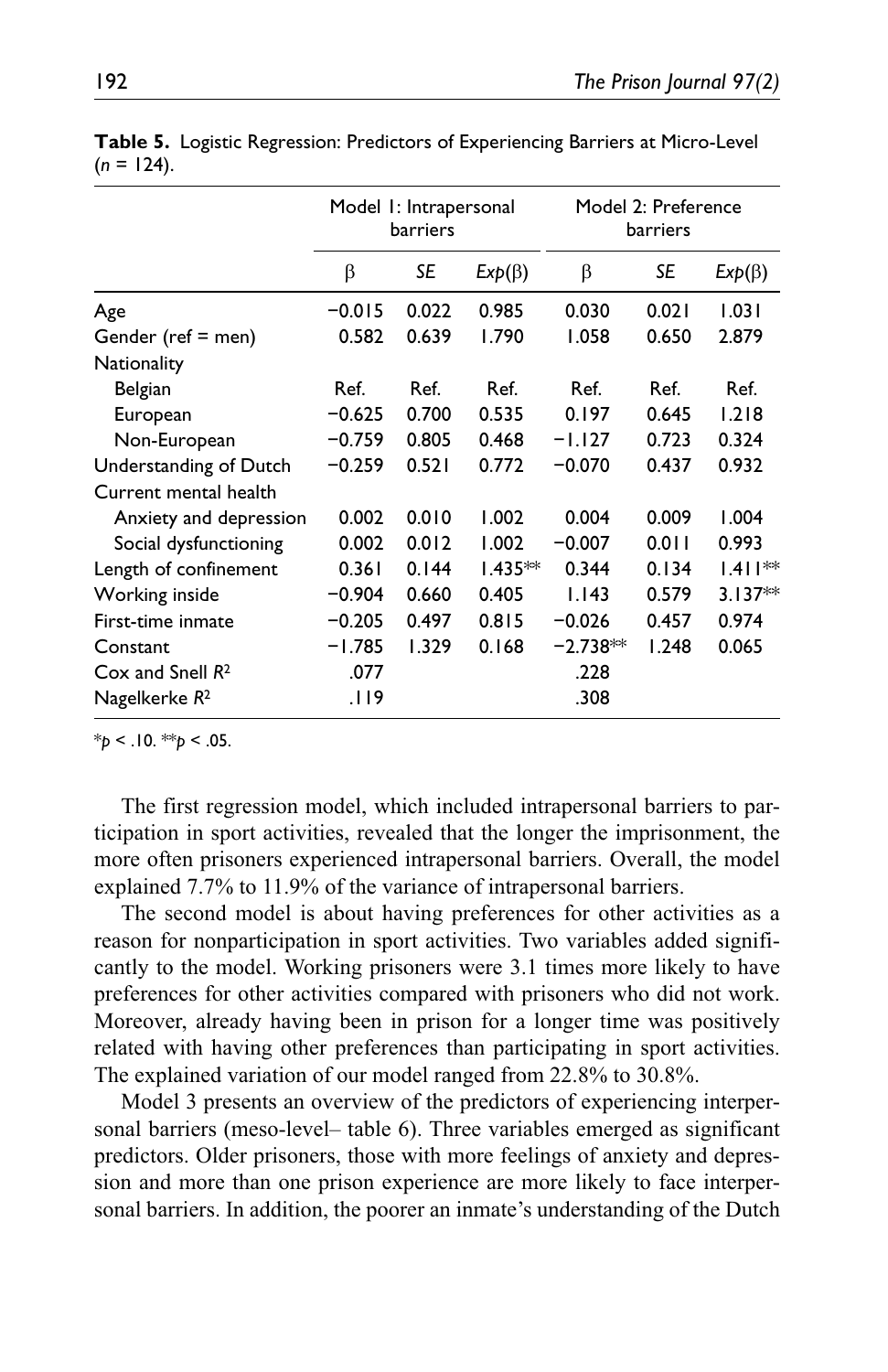**Table 5.** Logistic Regression: Predictors of Experiencing Barriers at Micro-Level ($n$ = 124).

| | Model 1: Intrapersonal barriers | | | Model 2: Preference barriers | | |
|---|---|---|---|---|---|---|
| | β | *SE* | *Exp*(β) | β | *SE* | *Exp*(β) |
| Age | −0.015 | 0.022 | 0.985 | 0.030 | 0.021 | 1.031 |
| Gender (ref = men) | 0.582 | 0.639 | 1.790 | 1.058 | 0.650 | 2.879 |
| Nationality | | | | | | |
| Belgian | Ref. | Ref. | Ref. | Ref. | Ref. | Ref. |
| European | −0.625 | 0.700 | 0.535 | 0.197 | 0.645 | 1.218 |
| Non-European | −0.759 | 0.805 | 0.468 | −1.127 | 0.723 | 0.324 |
| Understanding of Dutch | −0.259 | 0.521 | 0.772 | −0.070 | 0.437 | 0.932 |
| Current mental health | | | | | | |
| Anxiety and depression | 0.002 | 0.010 | 1.002 | 0.004 | 0.009 | 1.004 |
| Social dysfunctioning | 0.002 | 0.012 | 1.002 | −0.007 | 0.011 | 0.993 |
| Length of confinement | 0.361 | 0.144 | 1.435** | 0.344 | 0.134 | 1.411** |
| Working inside | −0.904 | 0.660 | 0.405 | 1.143 | 0.579 | 3.137** |
| First-time inmate | −0.205 | 0.497 | 0.815 | −0.026 | 0.457 | 0.974 |
| Constant | −1.785 | 1.329 | 0.168 | −2.738** | 1.248 | 0.065 |
| Cox and Snell $R^2$ | .077 | | | .228 | | |
| Nagelkerke $R^2$ | .119 | | | .308 | | |

*$p < .10$. **$p < .05$.

The first regression model, which included intrapersonal barriers to participation in sport activities, revealed that the longer the imprisonment, the more often prisoners experienced intrapersonal barriers. Overall, the model explained 7.7% to 11.9% of the variance of intrapersonal barriers.

The second model is about having preferences for other activities as a reason for nonparticipation in sport activities. Two variables added significantly to the model. Working prisoners were 3.1 times more likely to have preferences for other activities compared with prisoners who did not work. Moreover, already having been in prison for a longer time was positively related with having other preferences than participating in sport activities. The explained variation of our model ranged from 22.8% to 30.8%.

Model 3 presents an overview of the predictors of experiencing interpersonal barriers (meso-level– table 6). Three variables emerged as significant predictors. Older prisoners, those with more feelings of anxiety and depression and more than one prison experience are more likely to face interpersonal barriers. In addition, the poorer an inmate's understanding of the Dutch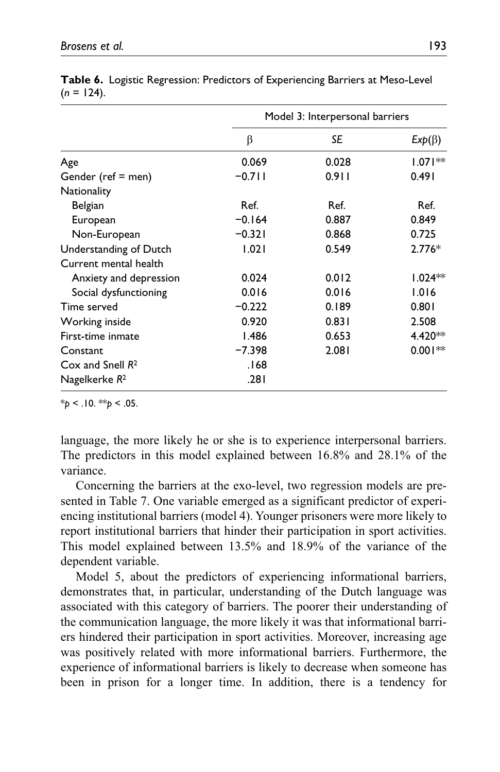**Table 6.** Logistic Regression: Predictors of Experiencing Barriers at Meso-Level ($n$ = 124).

| | Model 3: Interpersonal barriers | | |
|---|---|---|---|
| | β | *SE* | *Exp*(β) |
| Age | 0.069 | 0.028 | 1.071** |
| Gender (ref = men) | −0.711 | 0.911 | 0.491 |
| Nationality | | | |
| Belgian | Ref. | Ref. | Ref. |
| European | −0.164 | 0.887 | 0.849 |
| Non-European | −0.321 | 0.868 | 0.725 |
| Understanding of Dutch | 1.021 | 0.549 | 2.776* |
| Current mental health | | | |
| Anxiety and depression | 0.024 | 0.012 | 1.024** |
| Social dysfunctioning | 0.016 | 0.016 | 1.016 |
| Time served | −0.222 | 0.189 | 0.801 |
| Working inside | 0.920 | 0.831 | 2.508 |
| First-time inmate | 1.486 | 0.653 | 4.420** |
| Constant | −7.398 | 2.081 | 0.001** |
| Cox and Snell $R^2$ | .168 | | |
| Nagelkerke $R^2$ | .281 | | |

*$p < .10$. **$p < .05$.

language, the more likely he or she is to experience interpersonal barriers. The predictors in this model explained between 16.8% and 28.1% of the variance.

Concerning the barriers at the exo-level, two regression models are presented in Table 7. One variable emerged as a significant predictor of experiencing institutional barriers (model 4). Younger prisoners were more likely to report institutional barriers that hinder their participation in sport activities. This model explained between 13.5% and 18.9% of the variance of the dependent variable.

Model 5, about the predictors of experiencing informational barriers, demonstrates that, in particular, understanding of the Dutch language was associated with this category of barriers. The poorer their understanding of the communication language, the more likely it was that informational barriers hindered their participation in sport activities. Moreover, increasing age was positively related with more informational barriers. Furthermore, the experience of informational barriers is likely to decrease when someone has been in prison for a longer time. In addition, there is a tendency for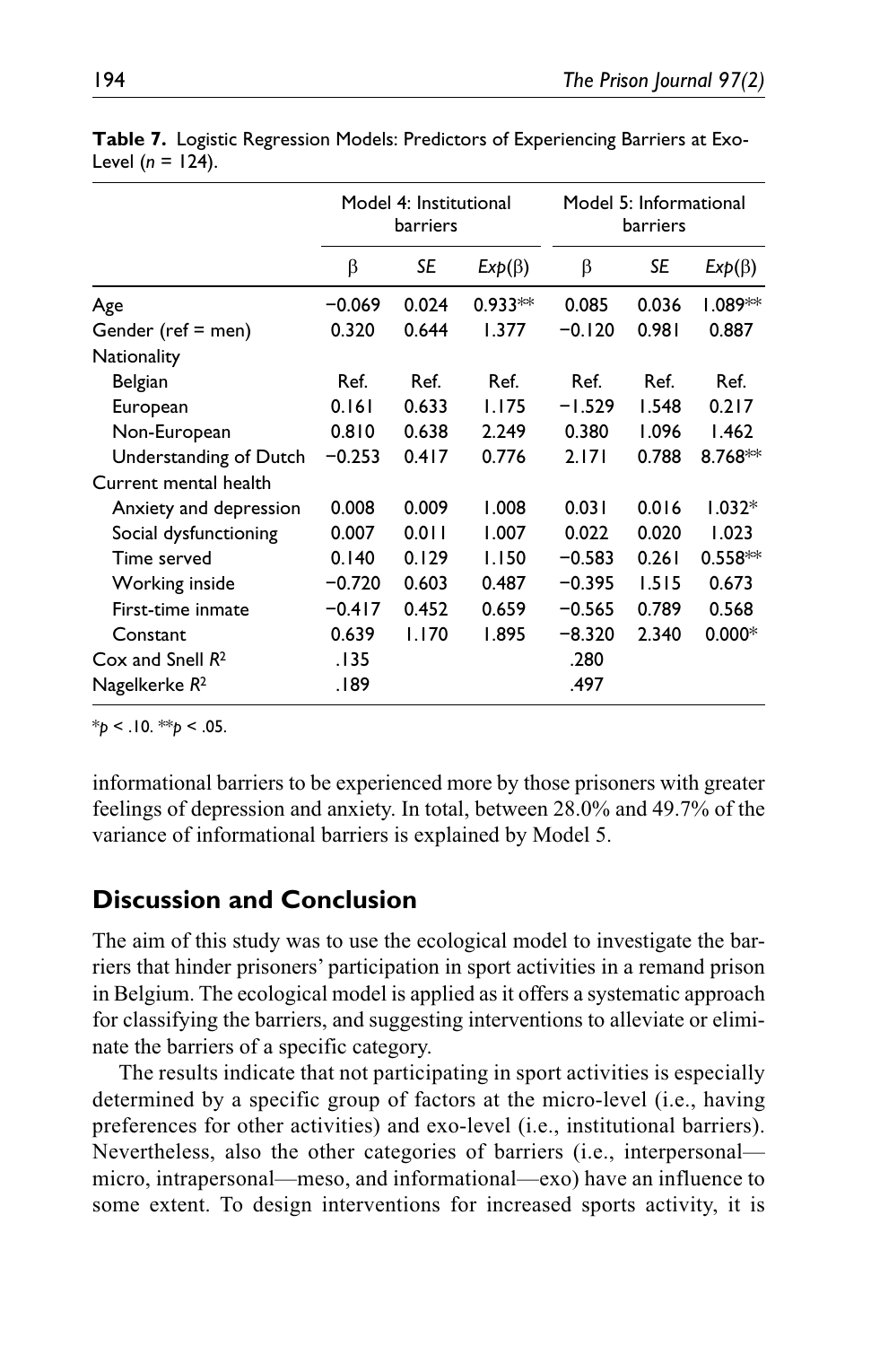**Table 7.** Logistic Regression Models: Predictors of Experiencing Barriers at Exo-Level ($n$ = 124).

| | Model 4: Institutional barriers | | | Model 5: Informational barriers | | |
|---|---|---|---|---|---|---|
| | β | *SE* | *Exp*(β) | β | *SE* | *Exp*(β) |
| Age | −0.069 | 0.024 | 0.933** | 0.085 | 0.036 | 1.089** |
| Gender (ref = men) | 0.320 | 0.644 | 1.377 | −0.120 | 0.981 | 0.887 |
| Nationality | | | | | | |
| Belgian | Ref. | Ref. | Ref. | Ref. | Ref. | Ref. |
| European | 0.161 | 0.633 | 1.175 | −1.529 | 1.548 | 0.217 |
| Non-European | 0.810 | 0.638 | 2.249 | 0.380 | 1.096 | 1.462 |
| Understanding of Dutch | −0.253 | 0.417 | 0.776 | 2.171 | 0.788 | 8.768** |
| Current mental health | | | | | | |
| Anxiety and depression | 0.008 | 0.009 | 1.008 | 0.031 | 0.016 | 1.032* |
| Social dysfunctioning | 0.007 | 0.011 | 1.007 | 0.022 | 0.020 | 1.023 |
| Time served | 0.140 | 0.129 | 1.150 | −0.583 | 0.261 | 0.558** |
| Working inside | −0.720 | 0.603 | 0.487 | −0.395 | 1.515 | 0.673 |
| First-time inmate | −0.417 | 0.452 | 0.659 | −0.565 | 0.789 | 0.568 |
| Constant | 0.639 | 1.170 | 1.895 | −8.320 | 2.340 | 0.000* |
| Cox and Snell $R^2$ | .135 | | | .280 | | |
| Nagelkerke $R^2$ | .189 | | | .497 | | |

*$p$ < .10. **$p$ < .05.

informational barriers to be experienced more by those prisoners with greater feelings of depression and anxiety. In total, between 28.0% and 49.7% of the variance of informational barriers is explained by Model 5.

## Discussion and Conclusion

The aim of this study was to use the ecological model to investigate the barriers that hinder prisoners' participation in sport activities in a remand prison in Belgium. The ecological model is applied as it offers a systematic approach for classifying the barriers, and suggesting interventions to alleviate or eliminate the barriers of a specific category.

The results indicate that not participating in sport activities is especially determined by a specific group of factors at the micro-level (i.e., having preferences for other activities) and exo-level (i.e., institutional barriers). Nevertheless, also the other categories of barriers (i.e., interpersonal—micro, intrapersonal—meso, and informational—exo) have an influence to some extent. To design interventions for increased sports activity, it is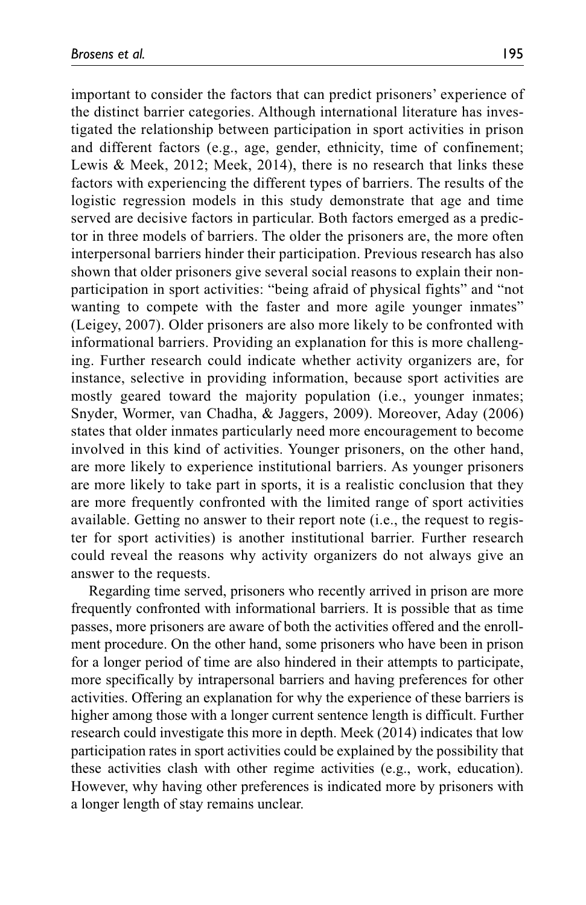important to consider the factors that can predict prisoners' experience of the distinct barrier categories. Although international literature has investigated the relationship between participation in sport activities in prison and different factors (e.g., age, gender, ethnicity, time of confinement; Lewis & Meek, 2012; Meek, 2014), there is no research that links these factors with experiencing the different types of barriers. The results of the logistic regression models in this study demonstrate that age and time served are decisive factors in particular. Both factors emerged as a predictor in three models of barriers. The older the prisoners are, the more often interpersonal barriers hinder their participation. Previous research has also shown that older prisoners give several social reasons to explain their non-participation in sport activities: "being afraid of physical fights" and "not wanting to compete with the faster and more agile younger inmates" (Leigey, 2007). Older prisoners are also more likely to be confronted with informational barriers. Providing an explanation for this is more challenging. Further research could indicate whether activity organizers are, for instance, selective in providing information, because sport activities are mostly geared toward the majority population (i.e., younger inmates; Snyder, Wormer, van Chadha, & Jaggers, 2009). Moreover, Aday (2006) states that older inmates particularly need more encouragement to become involved in this kind of activities. Younger prisoners, on the other hand, are more likely to experience institutional barriers. As younger prisoners are more likely to take part in sports, it is a realistic conclusion that they are more frequently confronted with the limited range of sport activities available. Getting no answer to their report note (i.e., the request to register for sport activities) is another institutional barrier. Further research could reveal the reasons why activity organizers do not always give an answer to the requests.

Regarding time served, prisoners who recently arrived in prison are more frequently confronted with informational barriers. It is possible that as time passes, more prisoners are aware of both the activities offered and the enrollment procedure. On the other hand, some prisoners who have been in prison for a longer period of time are also hindered in their attempts to participate, more specifically by intrapersonal barriers and having preferences for other activities. Offering an explanation for why the experience of these barriers is higher among those with a longer current sentence length is difficult. Further research could investigate this more in depth. Meek (2014) indicates that low participation rates in sport activities could be explained by the possibility that these activities clash with other regime activities (e.g., work, education). However, why having other preferences is indicated more by prisoners with a longer length of stay remains unclear.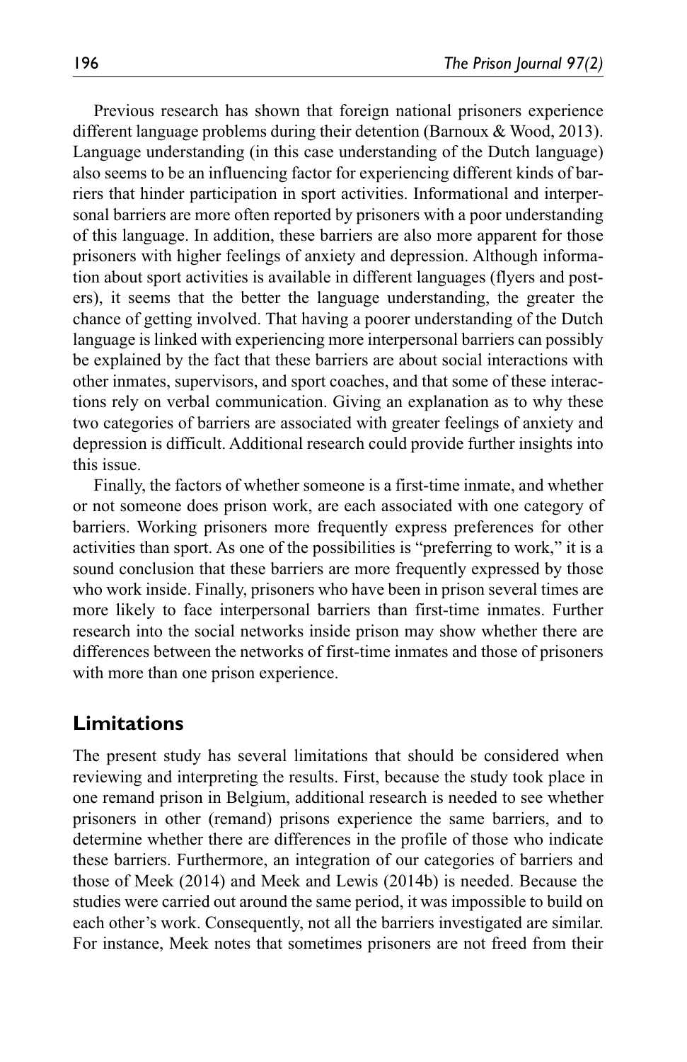Previous research has shown that foreign national prisoners experience different language problems during their detention (Barnoux & Wood, 2013). Language understanding (in this case understanding of the Dutch language) also seems to be an influencing factor for experiencing different kinds of barriers that hinder participation in sport activities. Informational and interpersonal barriers are more often reported by prisoners with a poor understanding of this language. In addition, these barriers are also more apparent for those prisoners with higher feelings of anxiety and depression. Although information about sport activities is available in different languages (flyers and posters), it seems that the better the language understanding, the greater the chance of getting involved. That having a poorer understanding of the Dutch language is linked with experiencing more interpersonal barriers can possibly be explained by the fact that these barriers are about social interactions with other inmates, supervisors, and sport coaches, and that some of these interactions rely on verbal communication. Giving an explanation as to why these two categories of barriers are associated with greater feelings of anxiety and depression is difficult. Additional research could provide further insights into this issue.

Finally, the factors of whether someone is a first-time inmate, and whether or not someone does prison work, are each associated with one category of barriers. Working prisoners more frequently express preferences for other activities than sport. As one of the possibilities is "preferring to work," it is a sound conclusion that these barriers are more frequently expressed by those who work inside. Finally, prisoners who have been in prison several times are more likely to face interpersonal barriers than first-time inmates. Further research into the social networks inside prison may show whether there are differences between the networks of first-time inmates and those of prisoners with more than one prison experience.

## Limitations

The present study has several limitations that should be considered when reviewing and interpreting the results. First, because the study took place in one remand prison in Belgium, additional research is needed to see whether prisoners in other (remand) prisons experience the same barriers, and to determine whether there are differences in the profile of those who indicate these barriers. Furthermore, an integration of our categories of barriers and those of Meek (2014) and Meek and Lewis (2014b) is needed. Because the studies were carried out around the same period, it was impossible to build on each other's work. Consequently, not all the barriers investigated are similar. For instance, Meek notes that sometimes prisoners are not freed from their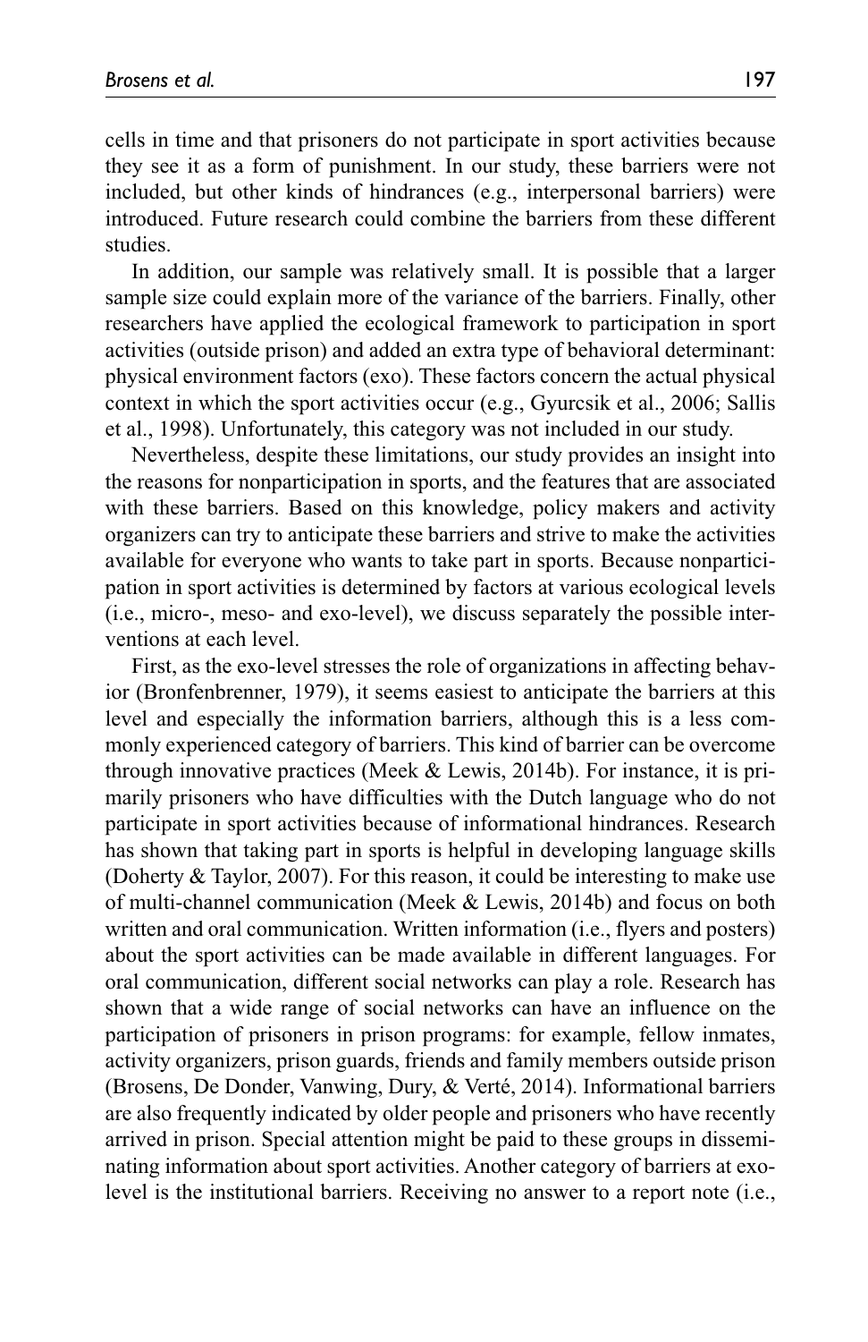cells in time and that prisoners do not participate in sport activities because they see it as a form of punishment. In our study, these barriers were not included, but other kinds of hindrances (e.g., interpersonal barriers) were introduced. Future research could combine the barriers from these different studies.

In addition, our sample was relatively small. It is possible that a larger sample size could explain more of the variance of the barriers. Finally, other researchers have applied the ecological framework to participation in sport activities (outside prison) and added an extra type of behavioral determinant: physical environment factors (exo). These factors concern the actual physical context in which the sport activities occur (e.g., Gyurcsik et al., 2006; Sallis et al., 1998). Unfortunately, this category was not included in our study.

Nevertheless, despite these limitations, our study provides an insight into the reasons for nonparticipation in sports, and the features that are associated with these barriers. Based on this knowledge, policy makers and activity organizers can try to anticipate these barriers and strive to make the activities available for everyone who wants to take part in sports. Because nonparticipation in sport activities is determined by factors at various ecological levels (i.e., micro-, meso- and exo-level), we discuss separately the possible interventions at each level.

First, as the exo-level stresses the role of organizations in affecting behavior (Bronfenbrenner, 1979), it seems easiest to anticipate the barriers at this level and especially the information barriers, although this is a less commonly experienced category of barriers. This kind of barrier can be overcome through innovative practices (Meek & Lewis, 2014b). For instance, it is primarily prisoners who have difficulties with the Dutch language who do not participate in sport activities because of informational hindrances. Research has shown that taking part in sports is helpful in developing language skills (Doherty & Taylor, 2007). For this reason, it could be interesting to make use of multi-channel communication (Meek & Lewis, 2014b) and focus on both written and oral communication. Written information (i.e., flyers and posters) about the sport activities can be made available in different languages. For oral communication, different social networks can play a role. Research has shown that a wide range of social networks can have an influence on the participation of prisoners in prison programs: for example, fellow inmates, activity organizers, prison guards, friends and family members outside prison (Brosens, De Donder, Vanwing, Dury, & Verté, 2014). Informational barriers are also frequently indicated by older people and prisoners who have recently arrived in prison. Special attention might be paid to these groups in disseminating information about sport activities. Another category of barriers at exo-level is the institutional barriers. Receiving no answer to a report note (i.e.,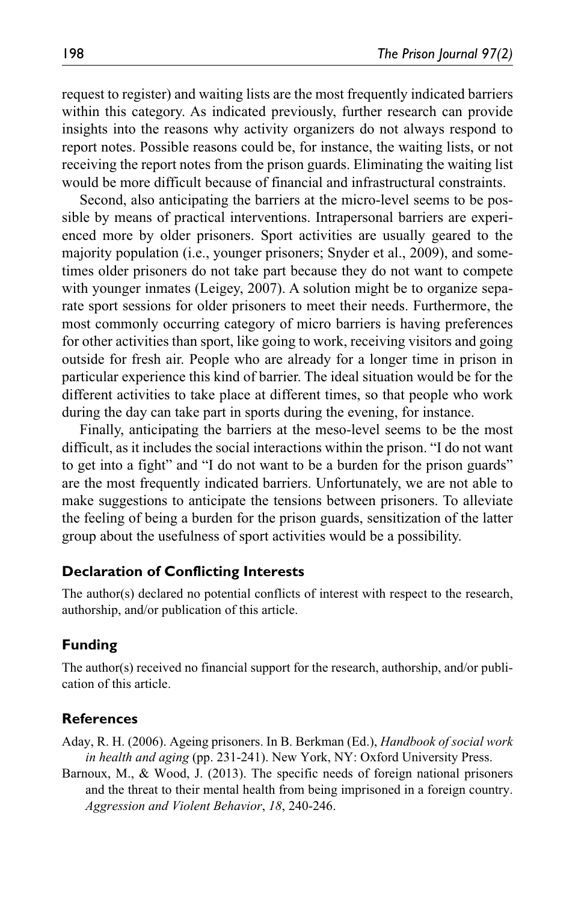request to register) and waiting lists are the most frequently indicated barriers within this category. As indicated previously, further research can provide insights into the reasons why activity organizers do not always respond to report notes. Possible reasons could be, for instance, the waiting lists, or not receiving the report notes from the prison guards. Eliminating the waiting list would be more difficult because of financial and infrastructural constraints.

Second, also anticipating the barriers at the micro-level seems to be possible by means of practical interventions. Intrapersonal barriers are experienced more by older prisoners. Sport activities are usually geared to the majority population (i.e., younger prisoners; Snyder et al., 2009), and sometimes older prisoners do not take part because they do not want to compete with younger inmates (Leigey, 2007). A solution might be to organize separate sport sessions for older prisoners to meet their needs. Furthermore, the most commonly occurring category of micro barriers is having preferences for other activities than sport, like going to work, receiving visitors and going outside for fresh air. People who are already for a longer time in prison in particular experience this kind of barrier. The ideal situation would be for the different activities to take place at different times, so that people who work during the day can take part in sports during the evening, for instance.

Finally, anticipating the barriers at the meso-level seems to be the most difficult, as it includes the social interactions within the prison. "I do not want to get into a fight" and "I do not want to be a burden for the prison guards" are the most frequently indicated barriers. Unfortunately, we are not able to make suggestions to anticipate the tensions between prisoners. To alleviate the feeling of being a burden for the prison guards, sensitization of the latter group about the usefulness of sport activities would be a possibility.

## Declaration of Conflicting Interests

The author(s) declared no potential conflicts of interest with respect to the research, authorship, and/or publication of this article.

## Funding

The author(s) received no financial support for the research, authorship, and/or publication of this article.

## References

Aday, R. H. (2006). Ageing prisoners. In B. Berkman (Ed.), *Handbook of social work in health and aging* (pp. 231-241). New York, NY: Oxford University Press.

Barnoux, M., & Wood, J. (2013). The specific needs of foreign national prisoners and the threat to their mental health from being imprisoned in a foreign country. *Aggression and Violent Behavior*, *18*, 240-246.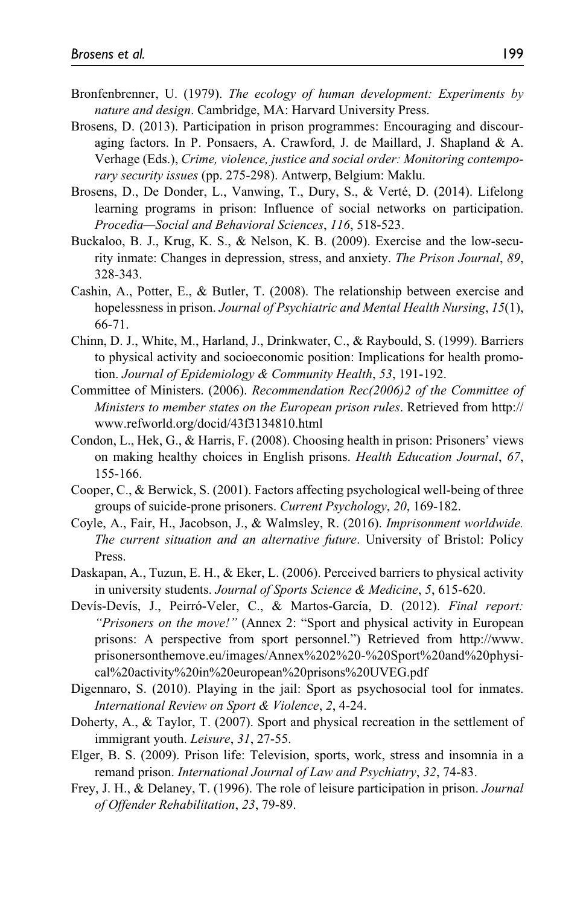Bronfenbrenner, U. (1979). *The ecology of human development: Experiments by nature and design*. Cambridge, MA: Harvard University Press.

Brosens, D. (2013). Participation in prison programmes: Encouraging and discouraging factors. In P. Ponsaers, A. Crawford, J. de Maillard, J. Shapland & A. Verhage (Eds.), *Crime, violence, justice and social order: Monitoring contemporary security issues* (pp. 275-298). Antwerp, Belgium: Maklu.

Brosens, D., De Donder, L., Vanwing, T., Dury, S., & Verté, D. (2014). Lifelong learning programs in prison: Influence of social networks on participation. *Procedia—Social and Behavioral Sciences*, *116*, 518-523.

Buckaloo, B. J., Krug, K. S., & Nelson, K. B. (2009). Exercise and the low-security inmate: Changes in depression, stress, and anxiety. *The Prison Journal*, *89*, 328-343.

Cashin, A., Potter, E., & Butler, T. (2008). The relationship between exercise and hopelessness in prison. *Journal of Psychiatric and Mental Health Nursing*, *15*(1), 66-71.

Chinn, D. J., White, M., Harland, J., Drinkwater, C., & Raybould, S. (1999). Barriers to physical activity and socioeconomic position: Implications for health promotion. *Journal of Epidemiology & Community Health*, *53*, 191-192.

Committee of Ministers. (2006). *Recommendation Rec(2006)2 of the Committee of Ministers to member states on the European prison rules*. Retrieved from http://www.refworld.org/docid/43f3134810.html

Condon, L., Hek, G., & Harris, F. (2008). Choosing health in prison: Prisoners' views on making healthy choices in English prisons. *Health Education Journal*, *67*, 155-166.

Cooper, C., & Berwick, S. (2001). Factors affecting psychological well-being of three groups of suicide-prone prisoners. *Current Psychology*, *20*, 169-182.

Coyle, A., Fair, H., Jacobson, J., & Walmsley, R. (2016). *Imprisonment worldwide. The current situation and an alternative future*. University of Bristol: Policy Press.

Daskapan, A., Tuzun, E. H., & Eker, L. (2006). Perceived barriers to physical activity in university students. *Journal of Sports Science & Medicine*, *5*, 615-620.

Devís-Devís, J., Peirró-Veler, C., & Martos-García, D. (2012). *Final report: "Prisoners on the move!"* (Annex 2: "Sport and physical activity in European prisons: A perspective from sport personnel.") Retrieved from http://www.prisonersonthemove.eu/images/Annex%202%20-%20Sport%20and%20physical%20activity%20in%20european%20prisons%20UVEG.pdf

Digennaro, S. (2010). Playing in the jail: Sport as psychosocial tool for inmates. *International Review on Sport & Violence*, *2*, 4-24.

Doherty, A., & Taylor, T. (2007). Sport and physical recreation in the settlement of immigrant youth. *Leisure*, *31*, 27-55.

Elger, B. S. (2009). Prison life: Television, sports, work, stress and insomnia in a remand prison. *International Journal of Law and Psychiatry*, *32*, 74-83.

Frey, J. H., & Delaney, T. (1996). The role of leisure participation in prison. *Journal of Offender Rehabilitation*, *23*, 79-89.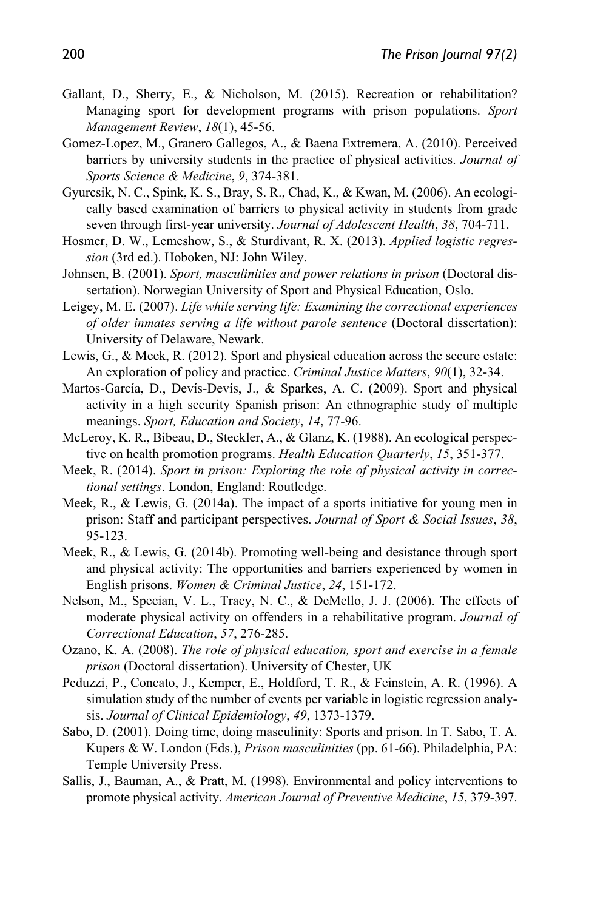Gallant, D., Sherry, E., & Nicholson, M. (2015). Recreation or rehabilitation? Managing sport for development programs with prison populations. *Sport Management Review*, *18*(1), 45-56.

Gomez-Lopez, M., Granero Gallegos, A., & Baena Extremera, A. (2010). Perceived barriers by university students in the practice of physical activities. *Journal of Sports Science & Medicine*, *9*, 374-381.

Gyurcsik, N. C., Spink, K. S., Bray, S. R., Chad, K., & Kwan, M. (2006). An ecologically based examination of barriers to physical activity in students from grade seven through first-year university. *Journal of Adolescent Health*, *38*, 704-711.

Hosmer, D. W., Lemeshow, S., & Sturdivant, R. X. (2013). *Applied logistic regression* (3rd ed.). Hoboken, NJ: John Wiley.

Johnsen, B. (2001). *Sport, masculinities and power relations in prison* (Doctoral dissertation). Norwegian University of Sport and Physical Education, Oslo.

Leigey, M. E. (2007). *Life while serving life: Examining the correctional experiences of older inmates serving a life without parole sentence* (Doctoral dissertation): University of Delaware, Newark.

Lewis, G., & Meek, R. (2012). Sport and physical education across the secure estate: An exploration of policy and practice. *Criminal Justice Matters*, *90*(1), 32-34.

Martos-García, D., Devís-Devís, J., & Sparkes, A. C. (2009). Sport and physical activity in a high security Spanish prison: An ethnographic study of multiple meanings. *Sport, Education and Society*, *14*, 77-96.

McLeroy, K. R., Bibeau, D., Steckler, A., & Glanz, K. (1988). An ecological perspective on health promotion programs. *Health Education Quarterly*, *15*, 351-377.

Meek, R. (2014). *Sport in prison: Exploring the role of physical activity in correctional settings*. London, England: Routledge.

Meek, R., & Lewis, G. (2014a). The impact of a sports initiative for young men in prison: Staff and participant perspectives. *Journal of Sport & Social Issues*, *38*, 95-123.

Meek, R., & Lewis, G. (2014b). Promoting well-being and desistance through sport and physical activity: The opportunities and barriers experienced by women in English prisons. *Women & Criminal Justice*, *24*, 151-172.

Nelson, M., Specian, V. L., Tracy, N. C., & DeMello, J. J. (2006). The effects of moderate physical activity on offenders in a rehabilitative program. *Journal of Correctional Education*, *57*, 276-285.

Ozano, K. A. (2008). *The role of physical education, sport and exercise in a female prison* (Doctoral dissertation). University of Chester, UK

Peduzzi, P., Concato, J., Kemper, E., Holdford, T. R., & Feinstein, A. R. (1996). A simulation study of the number of events per variable in logistic regression analysis. *Journal of Clinical Epidemiology*, *49*, 1373-1379.

Sabo, D. (2001). Doing time, doing masculinity: Sports and prison. In T. Sabo, T. A. Kupers & W. London (Eds.), *Prison masculinities* (pp. 61-66). Philadelphia, PA: Temple University Press.

Sallis, J., Bauman, A., & Pratt, M. (1998). Environmental and policy interventions to promote physical activity. *American Journal of Preventive Medicine*, *15*, 379-397.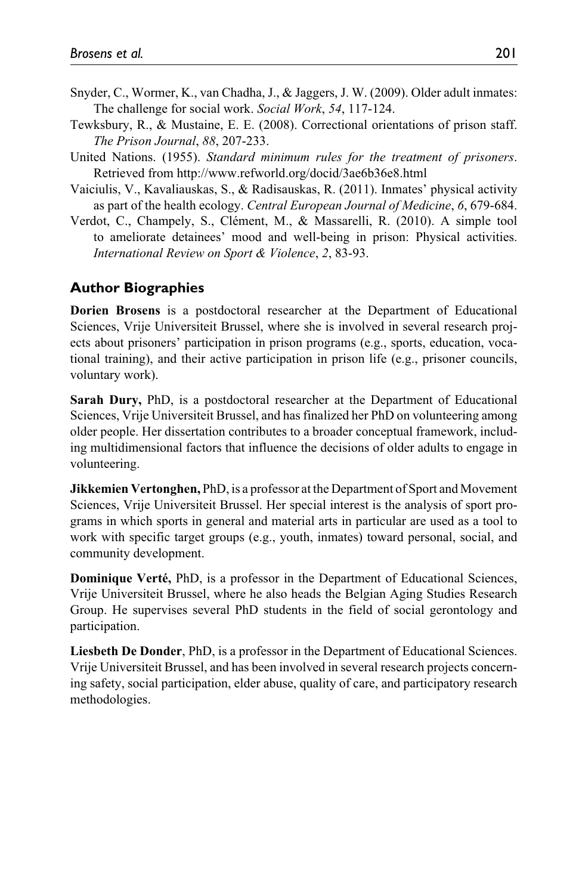Snyder, C., Wormer, K., van Chadha, J., & Jaggers, J. W. (2009). Older adult inmates: The challenge for social work. *Social Work*, *54*, 117-124.

Tewksbury, R., & Mustaine, E. E. (2008). Correctional orientations of prison staff. *The Prison Journal*, *88*, 207-233.

United Nations. (1955). *Standard minimum rules for the treatment of prisoners*. Retrieved from http://www.refworld.org/docid/3ae6b36e8.html

Vaiciulis, V., Kavaliauskas, S., & Radisauskas, R. (2011). Inmates' physical activity as part of the health ecology. *Central European Journal of Medicine*, *6*, 679-684.

Verdot, C., Champely, S., Clément, M., & Massarelli, R. (2010). A simple tool to ameliorate detainees' mood and well-being in prison: Physical activities. *International Review on Sport & Violence*, *2*, 83-93.

## Author Biographies

**Dorien Brosens** is a postdoctoral researcher at the Department of Educational Sciences, Vrije Universiteit Brussel, where she is involved in several research projects about prisoners' participation in prison programs (e.g., sports, education, vocational training), and their active participation in prison life (e.g., prisoner councils, voluntary work).

**Sarah Dury,** PhD, is a postdoctoral researcher at the Department of Educational Sciences, Vrije Universiteit Brussel, and has finalized her PhD on volunteering among older people. Her dissertation contributes to a broader conceptual framework, including multidimensional factors that influence the decisions of older adults to engage in volunteering.

**Jikkemien Vertonghen,** PhD, is a professor at the Department of Sport and Movement Sciences, Vrije Universiteit Brussel. Her special interest is the analysis of sport programs in which sports in general and material arts in particular are used as a tool to work with specific target groups (e.g., youth, inmates) toward personal, social, and community development.

**Dominique Verté,** PhD, is a professor in the Department of Educational Sciences, Vrije Universiteit Brussel, where he also heads the Belgian Aging Studies Research Group. He supervises several PhD students in the field of social gerontology and participation.

**Liesbeth De Donder**, PhD, is a professor in the Department of Educational Sciences. Vrije Universiteit Brussel, and has been involved in several research projects concerning safety, social participation, elder abuse, quality of care, and participatory research methodologies.